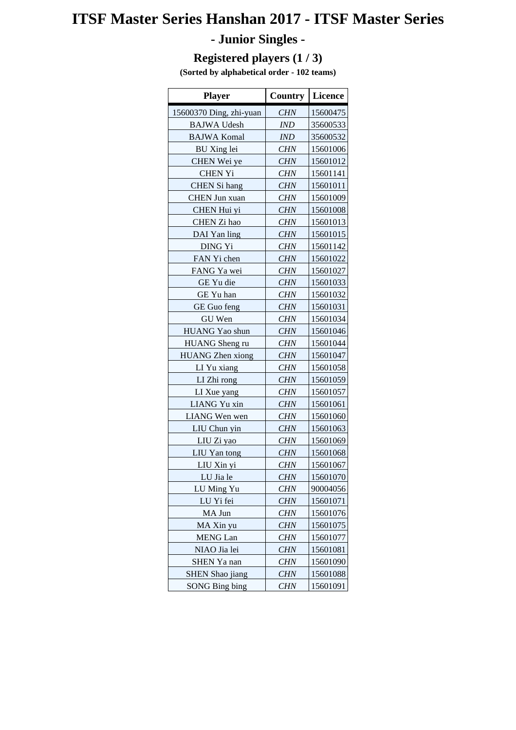# ITSF Master Series Hanshan 2017 - ITSF Master Series

## - Junior Singles -

### Registered players (1 / 3)

**(Sorted by alphabetical order - 102 teams)**

| Player | Country | Licence |
|---|---|---|
| 15600370 Ding, zhi-yuan | *CHN* | 15600475 |
| BAJWA Udesh | *IND* | 35600533 |
| BAJWA Komal | *IND* | 35600532 |
| BU Xing lei | *CHN* | 15601006 |
| CHEN Wei ye | *CHN* | 15601012 |
| CHEN Yi | *CHN* | 15601141 |
| CHEN Si hang | *CHN* | 15601011 |
| CHEN Jun xuan | *CHN* | 15601009 |
| CHEN Hui yi | *CHN* | 15601008 |
| CHEN Zi hao | *CHN* | 15601013 |
| DAI Yan ling | *CHN* | 15601015 |
| DING Yi | *CHN* | 15601142 |
| FAN Yi chen | *CHN* | 15601022 |
| FANG Ya wei | *CHN* | 15601027 |
| GE Yu die | *CHN* | 15601033 |
| GE Yu han | *CHN* | 15601032 |
| GE Guo feng | *CHN* | 15601031 |
| GU Wen | *CHN* | 15601034 |
| HUANG Yao shun | *CHN* | 15601046 |
| HUANG Sheng ru | *CHN* | 15601044 |
| HUANG Zhen xiong | *CHN* | 15601047 |
| LI Yu xiang | *CHN* | 15601058 |
| LI Zhi rong | *CHN* | 15601059 |
| LI Xue yang | *CHN* | 15601057 |
| LIANG Yu xin | *CHN* | 15601061 |
| LIANG Wen wen | *CHN* | 15601060 |
| LIU Chun yin | *CHN* | 15601063 |
| LIU Zi yao | *CHN* | 15601069 |
| LIU Yan tong | *CHN* | 15601068 |
| LIU Xin yi | *CHN* | 15601067 |
| LU Jia le | *CHN* | 15601070 |
| LU Ming Yu | *CHN* | 90004056 |
| LU Yi fei | *CHN* | 15601071 |
| MA Jun | *CHN* | 15601076 |
| MA Xin yu | *CHN* | 15601075 |
| MENG Lan | *CHN* | 15601077 |
| NIAO Jia lei | *CHN* | 15601081 |
| SHEN Ya nan | *CHN* | 15601090 |
| SHEN Shao jiang | *CHN* | 15601088 |
| SONG Bing bing | *CHN* | 15601091 |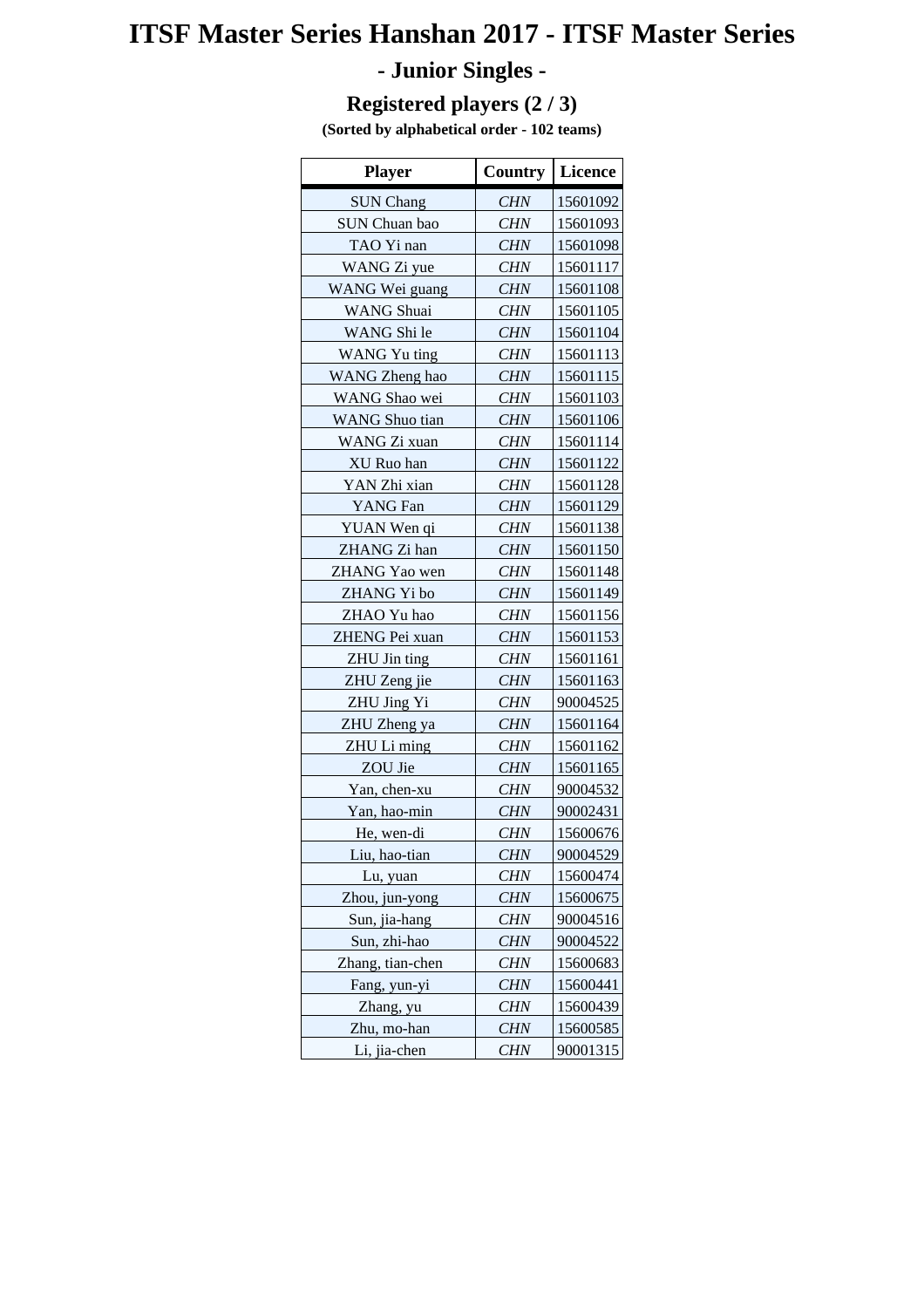# ITSF Master Series Hanshan 2017 - ITSF Master Series

## - Junior Singles -

### Registered players (2 / 3)

**(Sorted by alphabetical order - 102 teams)**

| Player | Country | Licence |
|---|---|---|
| SUN Chang | *CHN* | 15601092 |
| SUN Chuan bao | *CHN* | 15601093 |
| TAO Yi nan | *CHN* | 15601098 |
| WANG Zi yue | *CHN* | 15601117 |
| WANG Wei guang | *CHN* | 15601108 |
| WANG Shuai | *CHN* | 15601105 |
| WANG Shi le | *CHN* | 15601104 |
| WANG Yu ting | *CHN* | 15601113 |
| WANG Zheng hao | *CHN* | 15601115 |
| WANG Shao wei | *CHN* | 15601103 |
| WANG Shuo tian | *CHN* | 15601106 |
| WANG Zi xuan | *CHN* | 15601114 |
| XU Ruo han | *CHN* | 15601122 |
| YAN Zhi xian | *CHN* | 15601128 |
| YANG Fan | *CHN* | 15601129 |
| YUAN Wen qi | *CHN* | 15601138 |
| ZHANG Zi han | *CHN* | 15601150 |
| ZHANG Yao wen | *CHN* | 15601148 |
| ZHANG Yi bo | *CHN* | 15601149 |
| ZHAO Yu hao | *CHN* | 15601156 |
| ZHENG Pei xuan | *CHN* | 15601153 |
| ZHU Jin ting | *CHN* | 15601161 |
| ZHU Zeng jie | *CHN* | 15601163 |
| ZHU Jing Yi | *CHN* | 90004525 |
| ZHU Zheng ya | *CHN* | 15601164 |
| ZHU Li ming | *CHN* | 15601162 |
| ZOU Jie | *CHN* | 15601165 |
| Yan, chen-xu | *CHN* | 90004532 |
| Yan, hao-min | *CHN* | 90002431 |
| He, wen-di | *CHN* | 15600676 |
| Liu, hao-tian | *CHN* | 90004529 |
| Lu, yuan | *CHN* | 15600474 |
| Zhou, jun-yong | *CHN* | 15600675 |
| Sun, jia-hang | *CHN* | 90004516 |
| Sun, zhi-hao | *CHN* | 90004522 |
| Zhang, tian-chen | *CHN* | 15600683 |
| Fang, yun-yi | *CHN* | 15600441 |
| Zhang, yu | *CHN* | 15600439 |
| Zhu, mo-han | *CHN* | 15600585 |
| Li, jia-chen | *CHN* | 90001315 |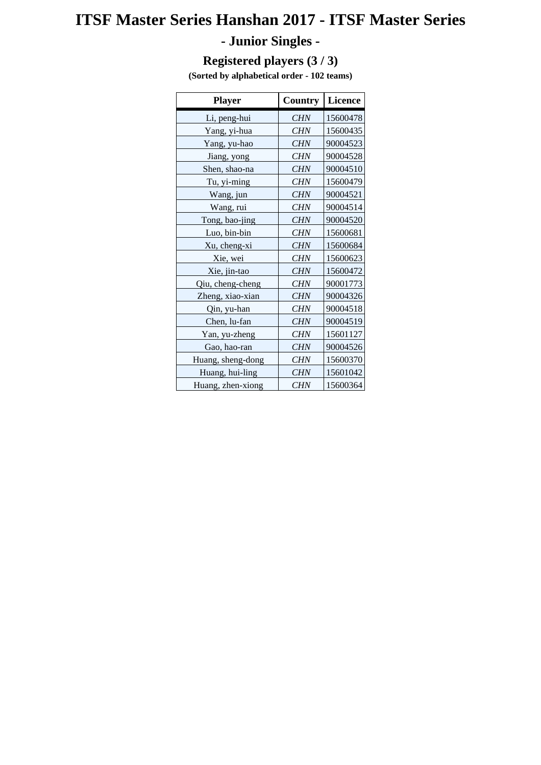# ITSF Master Series Hanshan 2017 - ITSF Master Series

## - Junior Singles -

### Registered players (3 / 3)

**(Sorted by alphabetical order - 102 teams)**

| Player | Country | Licence |
|---|---|---|
| Li, peng-hui | *CHN* | 15600478 |
| Yang, yi-hua | *CHN* | 15600435 |
| Yang, yu-hao | *CHN* | 90004523 |
| Jiang, yong | *CHN* | 90004528 |
| Shen, shao-na | *CHN* | 90004510 |
| Tu, yi-ming | *CHN* | 15600479 |
| Wang, jun | *CHN* | 90004521 |
| Wang, rui | *CHN* | 90004514 |
| Tong, bao-jing | *CHN* | 90004520 |
| Luo, bin-bin | *CHN* | 15600681 |
| Xu, cheng-xi | *CHN* | 15600684 |
| Xie, wei | *CHN* | 15600623 |
| Xie, jin-tao | *CHN* | 15600472 |
| Qiu, cheng-cheng | *CHN* | 90001773 |
| Zheng, xiao-xian | *CHN* | 90004326 |
| Qin, yu-han | *CHN* | 90004518 |
| Chen, lu-fan | *CHN* | 90004519 |
| Yan, yu-zheng | *CHN* | 15601127 |
| Gao, hao-ran | *CHN* | 90004526 |
| Huang, sheng-dong | *CHN* | 15600370 |
| Huang, hui-ling | *CHN* | 15601042 |
| Huang, zhen-xiong | *CHN* | 15600364 |